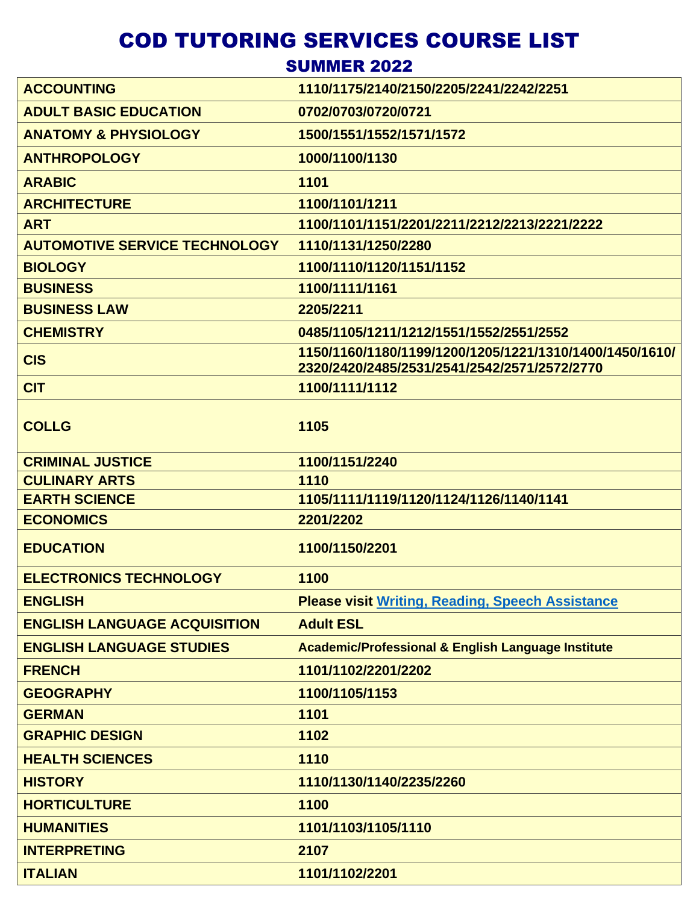# COD TUTORING SERVICES COURSE LIST

## SUMMER 2022

| | |
|---|---|
| **ACCOUNTING** | **1110/1175/2140/2150/2205/2241/2242/2251** |
| **ADULT BASIC EDUCATION** | **0702/0703/0720/0721** |
| **ANATOMY & PHYSIOLOGY** | **1500/1551/1552/1571/1572** |
| **ANTHROPOLOGY** | **1000/1100/1130** |
| **ARABIC** | **1101** |
| **ARCHITECTURE** | **1100/1101/1211** |
| **ART** | **1100/1101/1151/2201/2211/2212/2213/2221/2222** |
| **AUTOMOTIVE SERVICE TECHNOLOGY** | **1110/1131/1250/2280** |
| **BIOLOGY** | **1100/1110/1120/1151/1152** |
| **BUSINESS** | **1100/1111/1161** |
| **BUSINESS LAW** | **2205/2211** |
| **CHEMISTRY** | **0485/1105/1211/1212/1551/1552/2551/2552** |
| **CIS** | **1150/1160/1180/1199/1200/1205/1221/1310/1400/1450/1610/2320/2420/2485/2531/2541/2542/2571/2572/2770** |
| **CIT** | **1100/1111/1112** |
| **COLLG** | **1105** |
| **CRIMINAL JUSTICE** | **1100/1151/2240** |
| **CULINARY ARTS** | **1110** |
| **EARTH SCIENCE** | **1105/1111/1119/1120/1124/1126/1140/1141** |
| **ECONOMICS** | **2201/2202** |
| **EDUCATION** | **1100/1150/2201** |
| **ELECTRONICS TECHNOLOGY** | **1100** |
| **ENGLISH** | **Please visit Writing, Reading, Speech Assistance** |
| **ENGLISH LANGUAGE ACQUISITION** | **Adult ESL** |
| **ENGLISH LANGUAGE STUDIES** | **Academic/Professional & English Language Institute** |
| **FRENCH** | **1101/1102/2201/2202** |
| **GEOGRAPHY** | **1100/1105/1153** |
| **GERMAN** | **1101** |
| **GRAPHIC DESIGN** | **1102** |
| **HEALTH SCIENCES** | **1110** |
| **HISTORY** | **1110/1130/1140/2235/2260** |
| **HORTICULTURE** | **1100** |
| **HUMANITIES** | **1101/1103/1105/1110** |
| **INTERPRETING** | **2107** |
| **ITALIAN** | **1101/1102/2201** |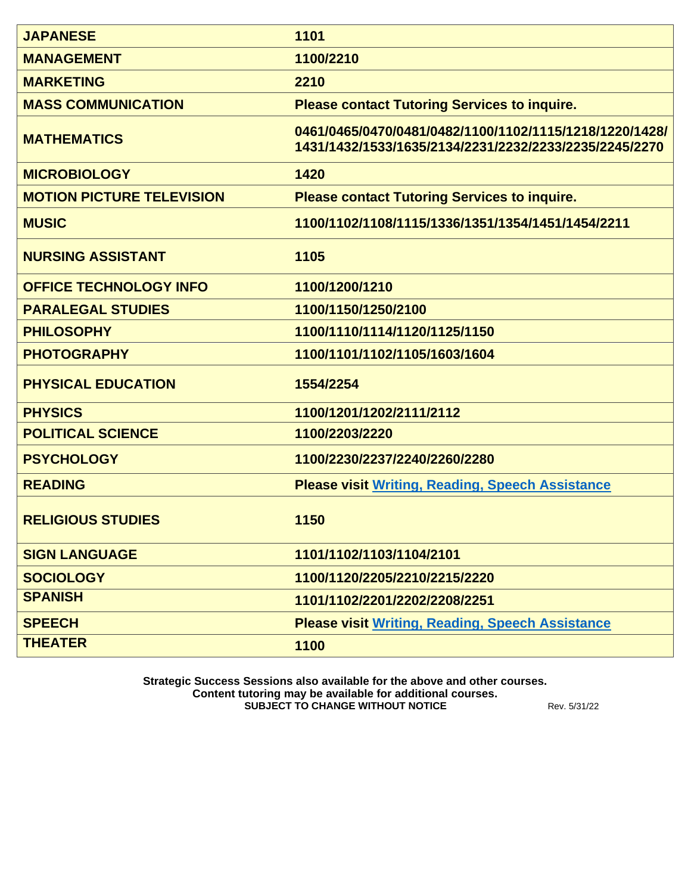| | |
|---|---|
| **JAPANESE** | **1101** |
| **MANAGEMENT** | **1100/2210** |
| **MARKETING** | **2210** |
| **MASS COMMUNICATION** | **Please contact Tutoring Services to inquire.** |
| **MATHEMATICS** | **0461/0465/0470/0481/0482/1100/1102/1115/1218/1220/1428/ 1431/1432/1533/1635/2134/2231/2232/2233/2235/2245/2270** |
| **MICROBIOLOGY** | **1420** |
| **MOTION PICTURE TELEVISION** | **Please contact Tutoring Services to inquire.** |
| **MUSIC** | **1100/1102/1108/1115/1336/1351/1354/1451/1454/2211** |
| **NURSING ASSISTANT** | **1105** |
| **OFFICE TECHNOLOGY INFO** | **1100/1200/1210** |
| **PARALEGAL STUDIES** | **1100/1150/1250/2100** |
| **PHILOSOPHY** | **1100/1110/1114/1120/1125/1150** |
| **PHOTOGRAPHY** | **1100/1101/1102/1105/1603/1604** |
| **PHYSICAL EDUCATION** | **1554/2254** |
| **PHYSICS** | **1100/1201/1202/2111/2112** |
| **POLITICAL SCIENCE** | **1100/2203/2220** |
| **PSYCHOLOGY** | **1100/2230/2237/2240/2260/2280** |
| **READING** | **Please visit Writing, Reading, Speech Assistance** |
| **RELIGIOUS STUDIES** | **1150** |
| **SIGN LANGUAGE** | **1101/1102/1103/1104/2101** |
| **SOCIOLOGY** | **1100/1120/2205/2210/2215/2220** |
| **SPANISH** | **1101/1102/2201/2202/2208/2251** |
| **SPEECH** | **Please visit Writing, Reading, Speech Assistance** |
| **THEATER** | **1100** |

**Strategic Success Sessions also available for the above and other courses.**
**Content tutoring may be available for additional courses.**
**SUBJECT TO CHANGE WITHOUT NOTICE**

Rev. 5/31/22